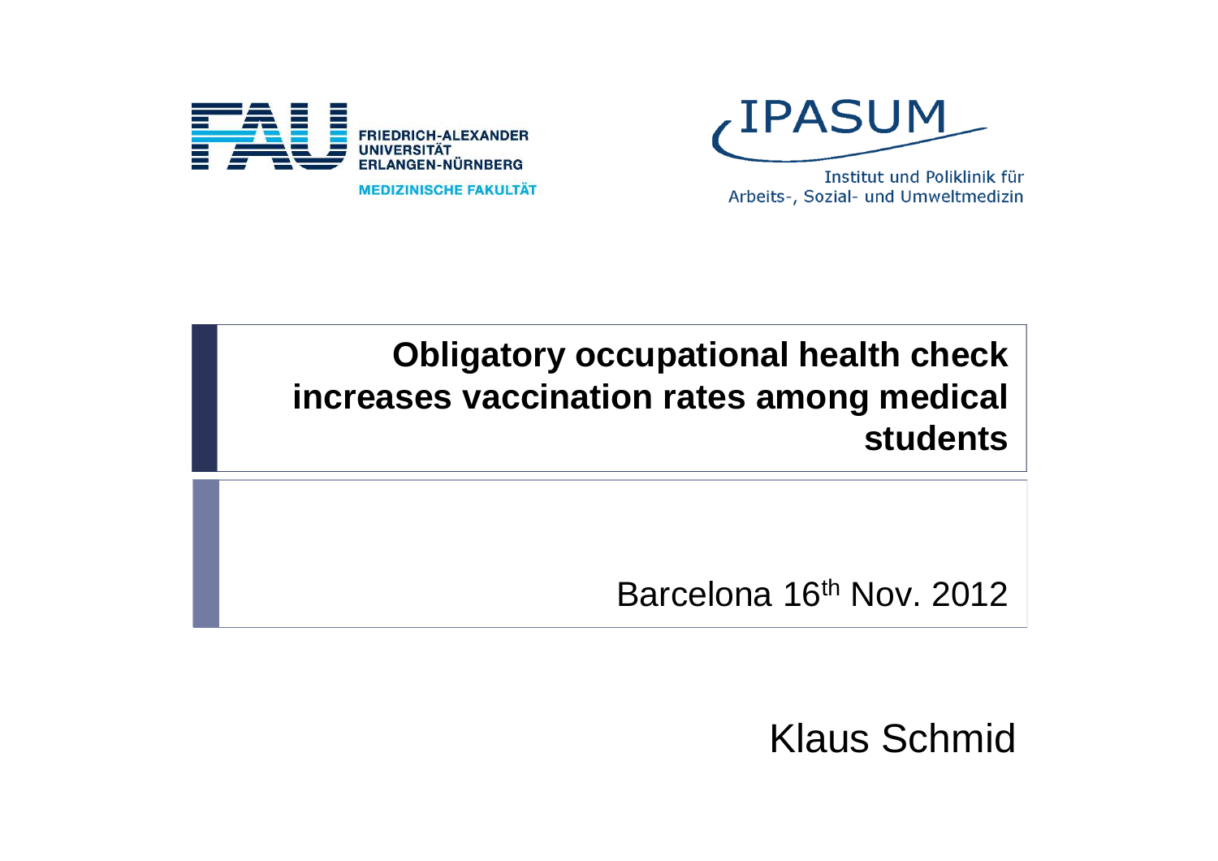FRIEDRICH-ALEXANDER
UNIVERSITÄT
ERLANGEN-NÜRNBERG
MEDIZINISCHE FAKULTÄT

IPASUM
Institut und Poliklinik für
Arbeits-, Sozial- und Umweltmedizin

# Obligatory occupational health check increases vaccination rates among medical students

Barcelona 16$^{th}$ Nov. 2012

Klaus Schmid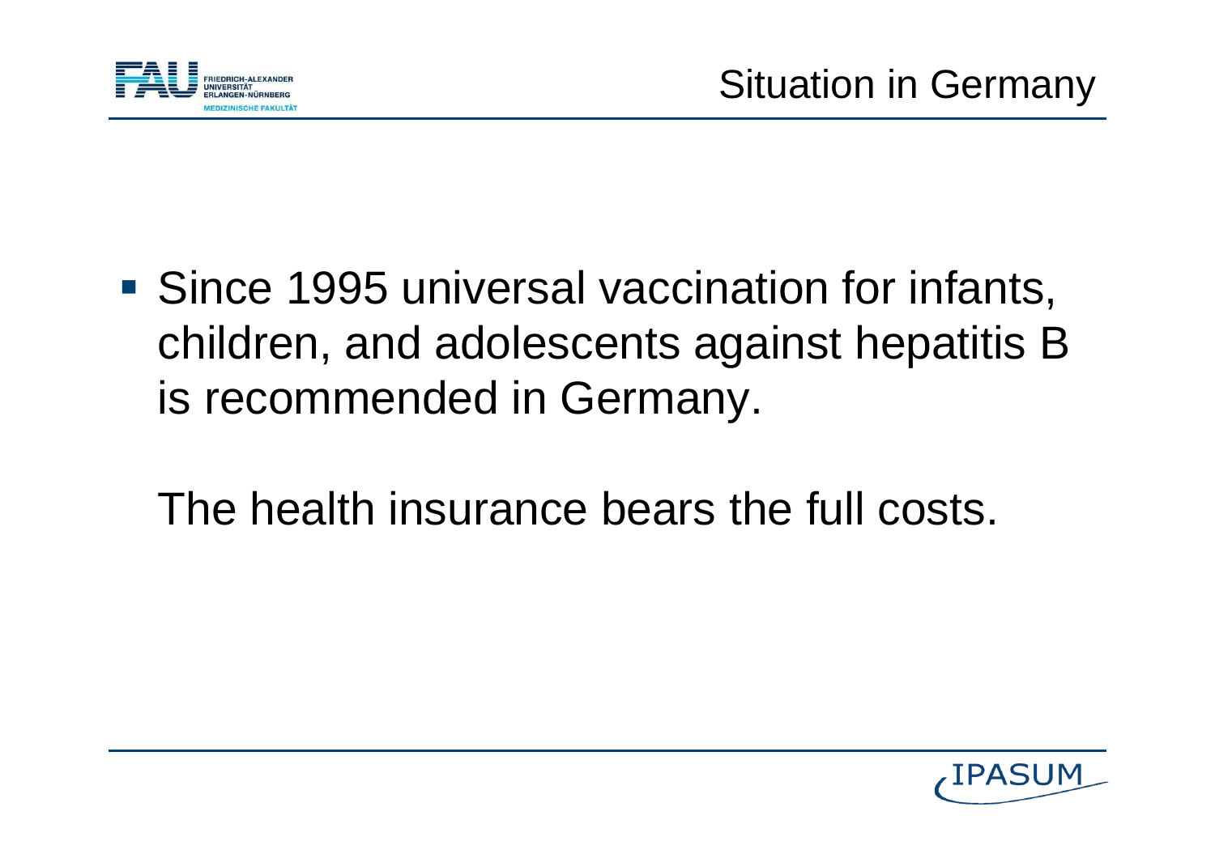# Situation in Germany

- Since 1995 universal vaccination for infants, children, and adolescents against hepatitis B is recommended in Germany.

  The health insurance bears the full costs.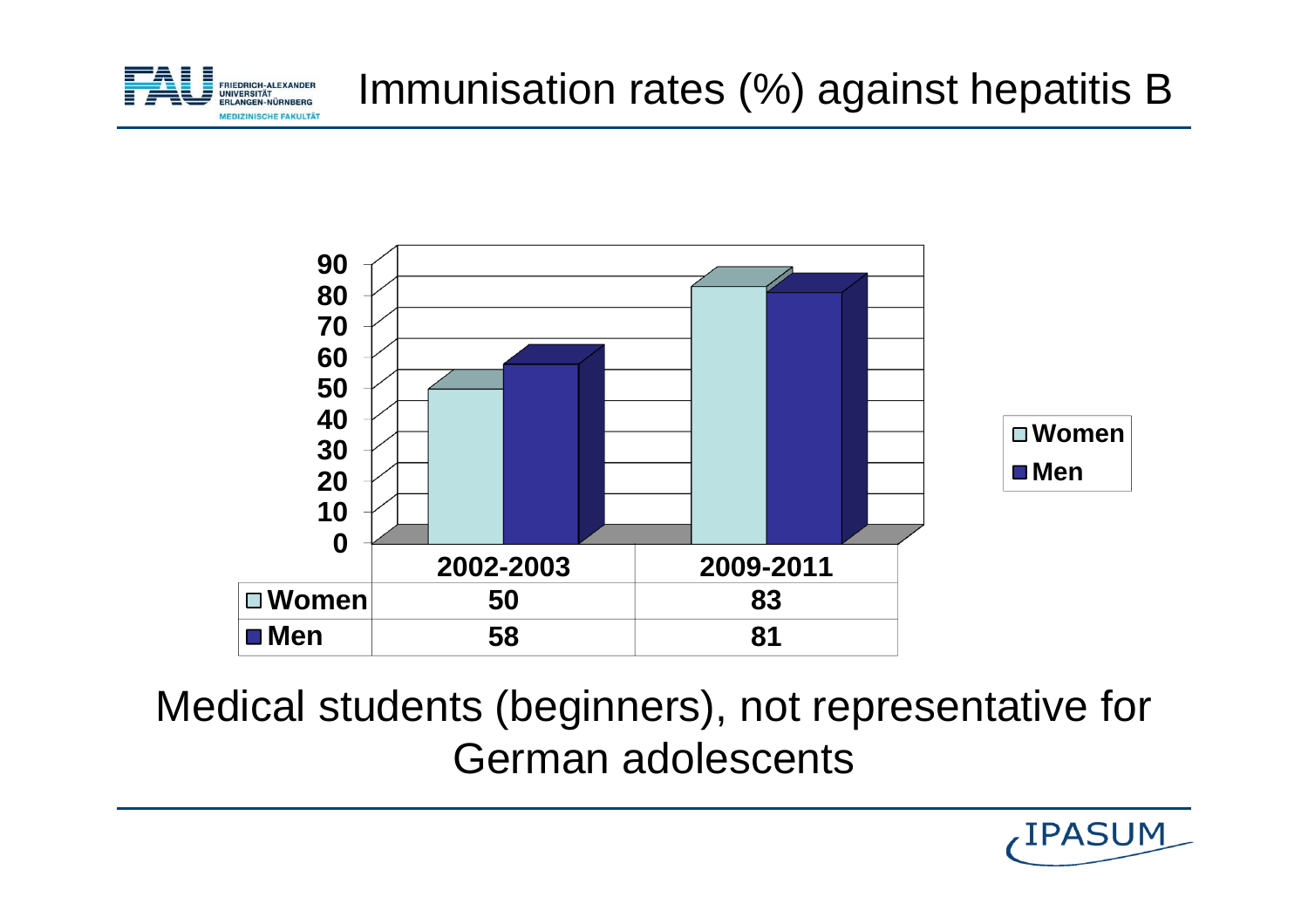# Immunisation rates (%) against hepatitis B

| | 2002-2003 | 2009-2011 |
|---|---|---|
| Women | 50 | 83 |
| Men | 58 | 81 |

Medical students (beginners), not representative for German adolescents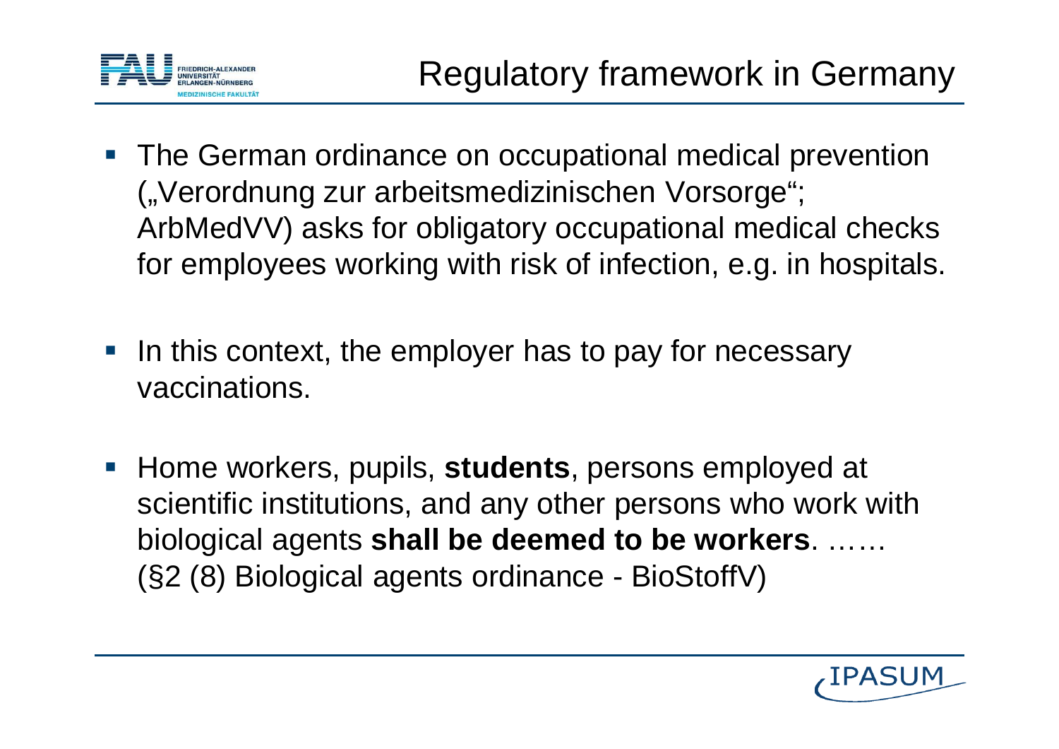# Regulatory framework in Germany

- The German ordinance on occupational medical prevention („Verordnung zur arbeitsmedizinischen Vorsorge"; ArbMedVV) asks for obligatory occupational medical checks for employees working with risk of infection, e.g. in hospitals.

- In this context, the employer has to pay for necessary vaccinations.

- Home workers, pupils, **students**, persons employed at scientific institutions, and any other persons who work with biological agents **shall be deemed to be workers**. …… (§2 (8) Biological agents ordinance - BioStoffV)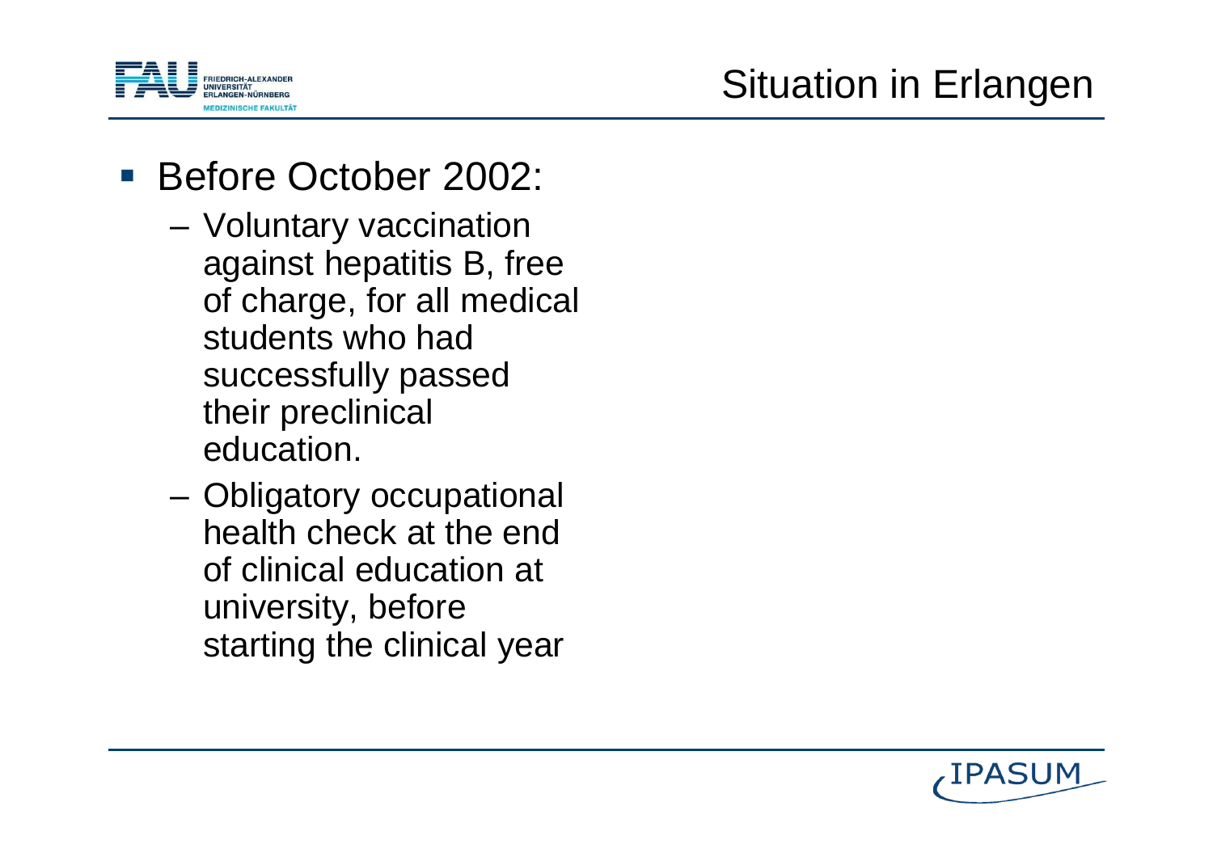# Situation in Erlangen

- Before October 2002:
  - Voluntary vaccination against hepatitis B, free of charge, for all medical students who had successfully passed their preclinical education.
  - Obligatory occupational health check at the end of clinical education at university, before starting the clinical year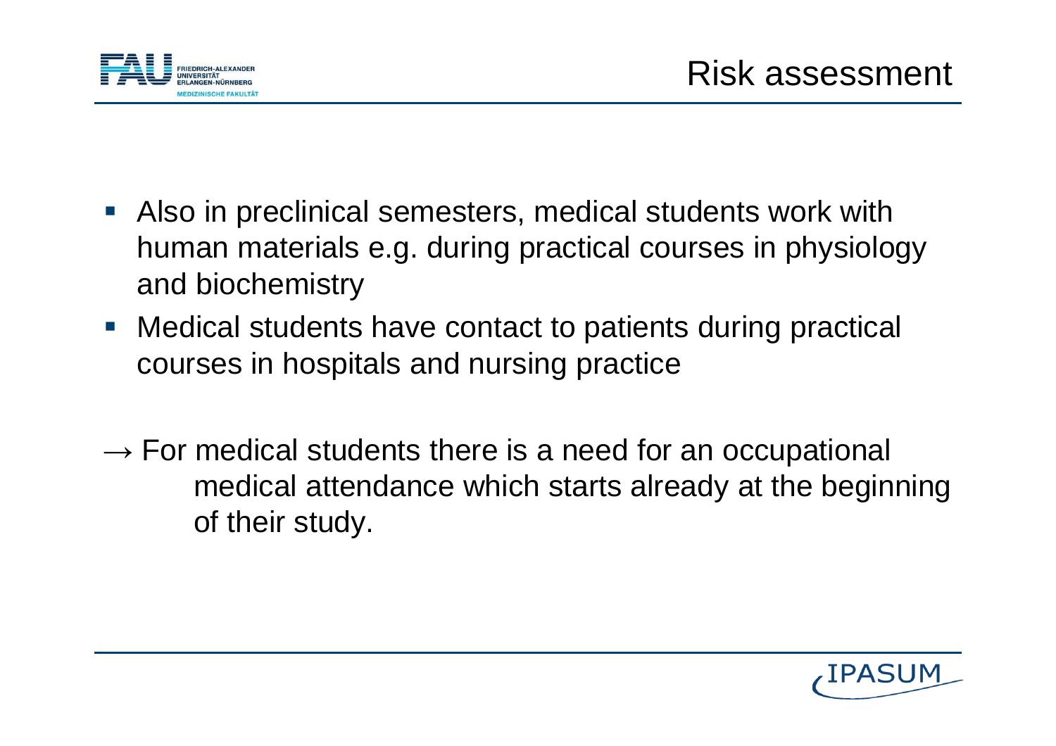# Risk assessment

- Also in preclinical semesters, medical students work with human materials e.g. during practical courses in physiology and biochemistry
- Medical students have contact to patients during practical courses in hospitals and nursing practice

→ For medical students there is a need for an occupational medical attendance which starts already at the beginning of their study.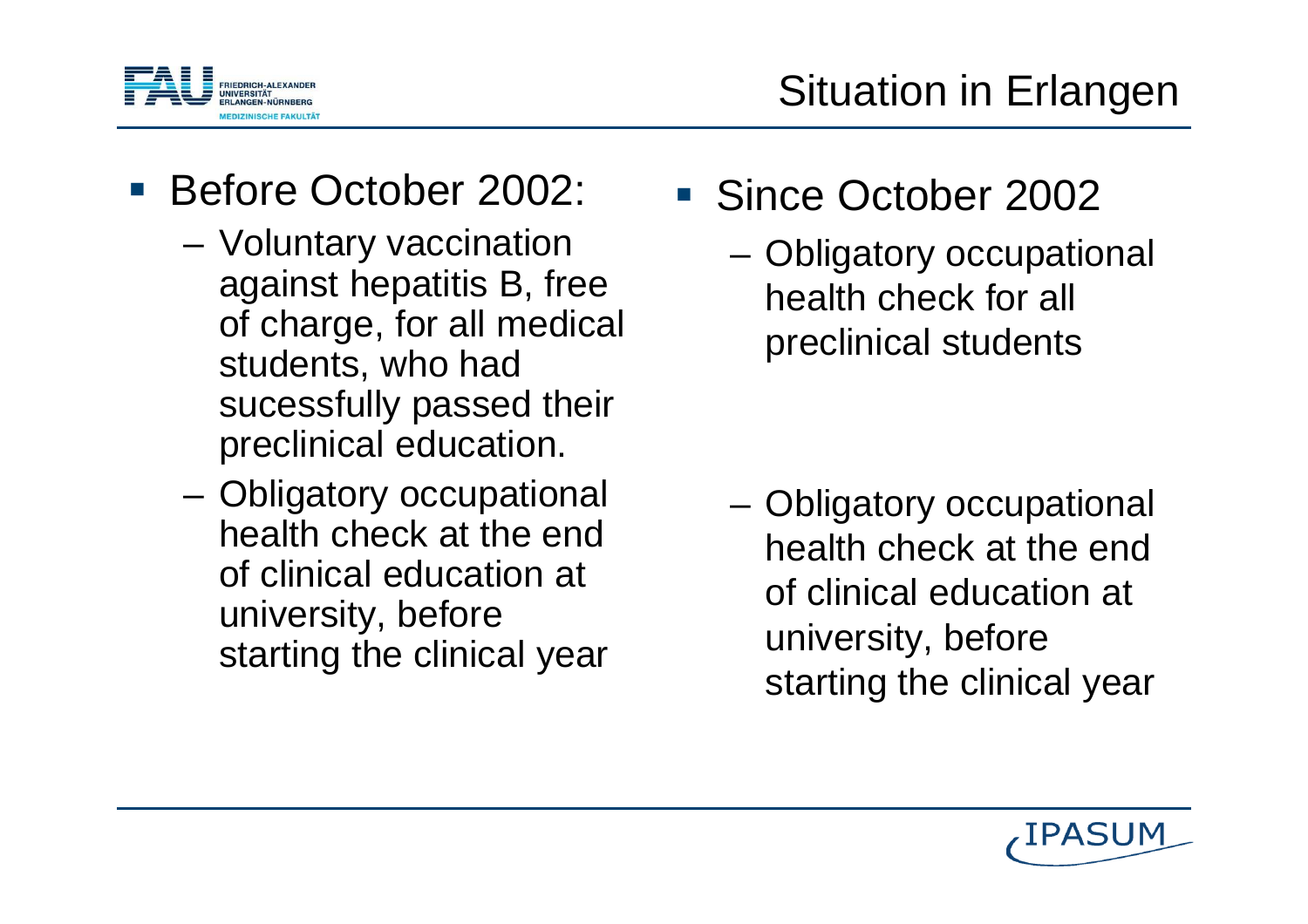# Situation in Erlangen

- Before October 2002:
  - Voluntary vaccination against hepatitis B, free of charge, for all medical students, who had sucessfully passed their preclinical education.
  - Obligatory occupational health check at the end of clinical education at university, before starting the clinical year

- Since October 2002
  - Obligatory occupational health check for all preclinical students
  - Obligatory occupational health check at the end of clinical education at university, before starting the clinical year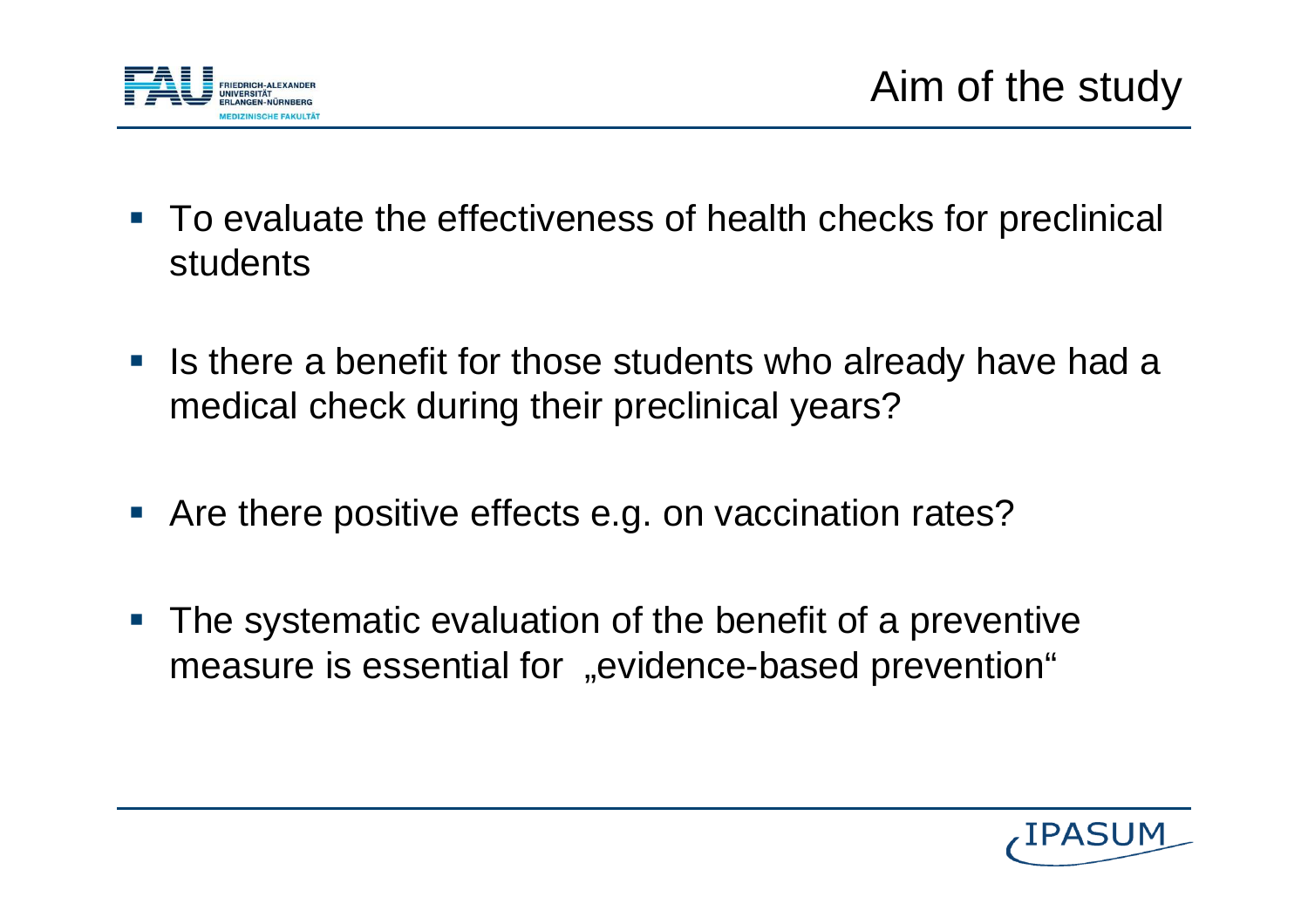# Aim of the study

- To evaluate the effectiveness of health checks for preclinical students
- Is there a benefit for those students who already have had a medical check during their preclinical years?
- Are there positive effects e.g. on vaccination rates?
- The systematic evaluation of the benefit of a preventive measure is essential for „evidence-based prevention"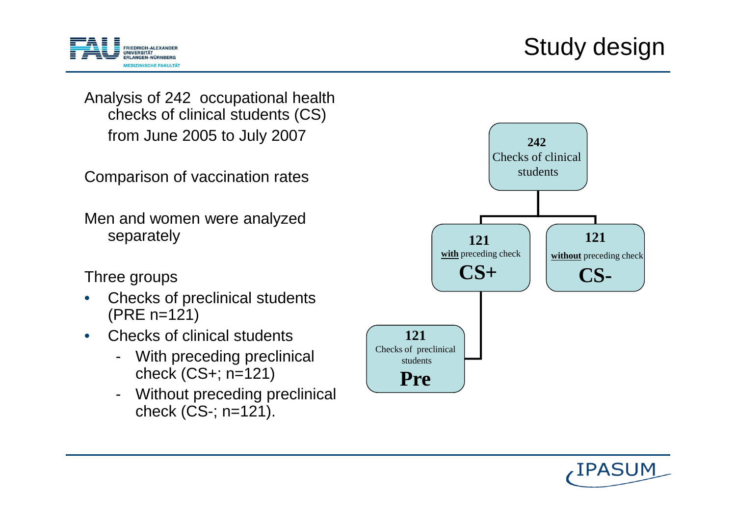# Study design

Analysis of 242 occupational health checks of clinical students (CS) from June 2005 to July 2007

Comparison of vaccination rates

Men and women were analyzed separately

Three groups

- Checks of preclinical students (PRE n=121)
- Checks of clinical students
  - With preceding preclinical check (CS+; n=121)
  - Without preceding preclinical check (CS-; n=121).

**242**
Checks of clinical students

**121**
**with** preceding check
**CS+**

**121**
**without** preceding check
**CS-**

**121**
Checks of preclinical students
**Pre**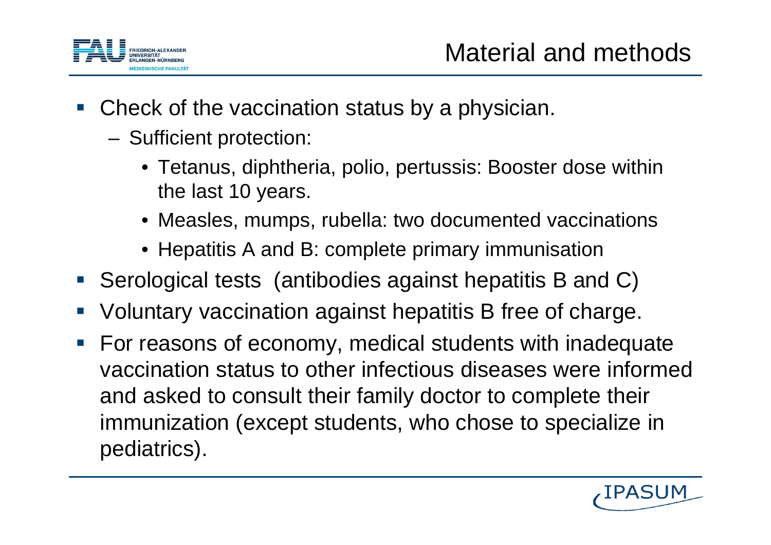# Material and methods

- Check of the vaccination status by a physician.
  - Sufficient protection:
    - Tetanus, diphtheria, polio, pertussis: Booster dose within the last 10 years.
    - Measles, mumps, rubella: two documented vaccinations
    - Hepatitis A and B: complete primary immunisation
- Serological tests (antibodies against hepatitis B and C)
- Voluntary vaccination against hepatitis B free of charge.
- For reasons of economy, medical students with inadequate vaccination status to other infectious diseases were informed and asked to consult their family doctor to complete their immunization (except students, who chose to specialize in pediatrics).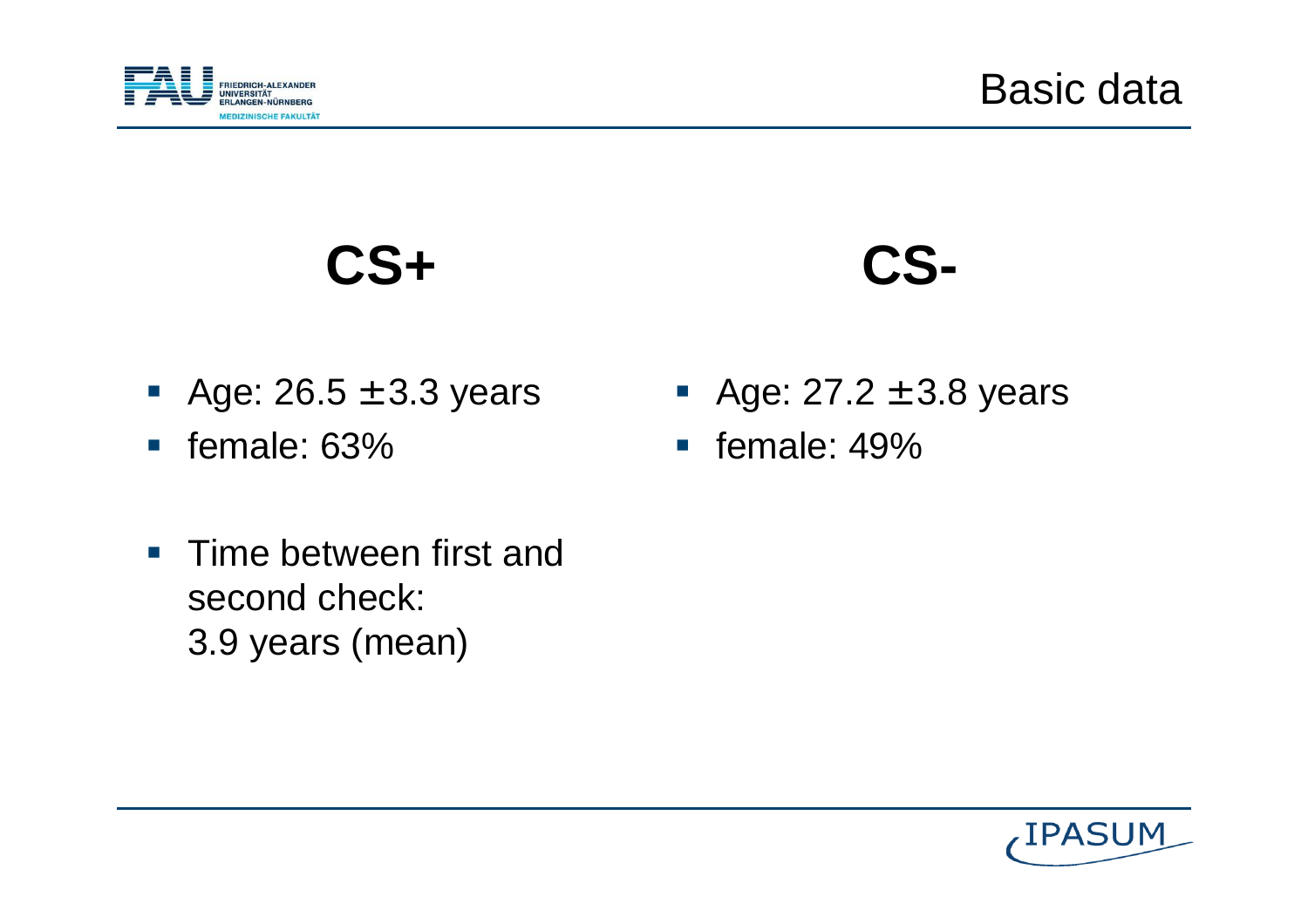# Basic data

## CS+

- Age: 26.5 ±3.3 years
- female: 63%

- Time between first and second check: 3.9 years (mean)

## CS-

- Age: 27.2 ±3.8 years
- female: 49%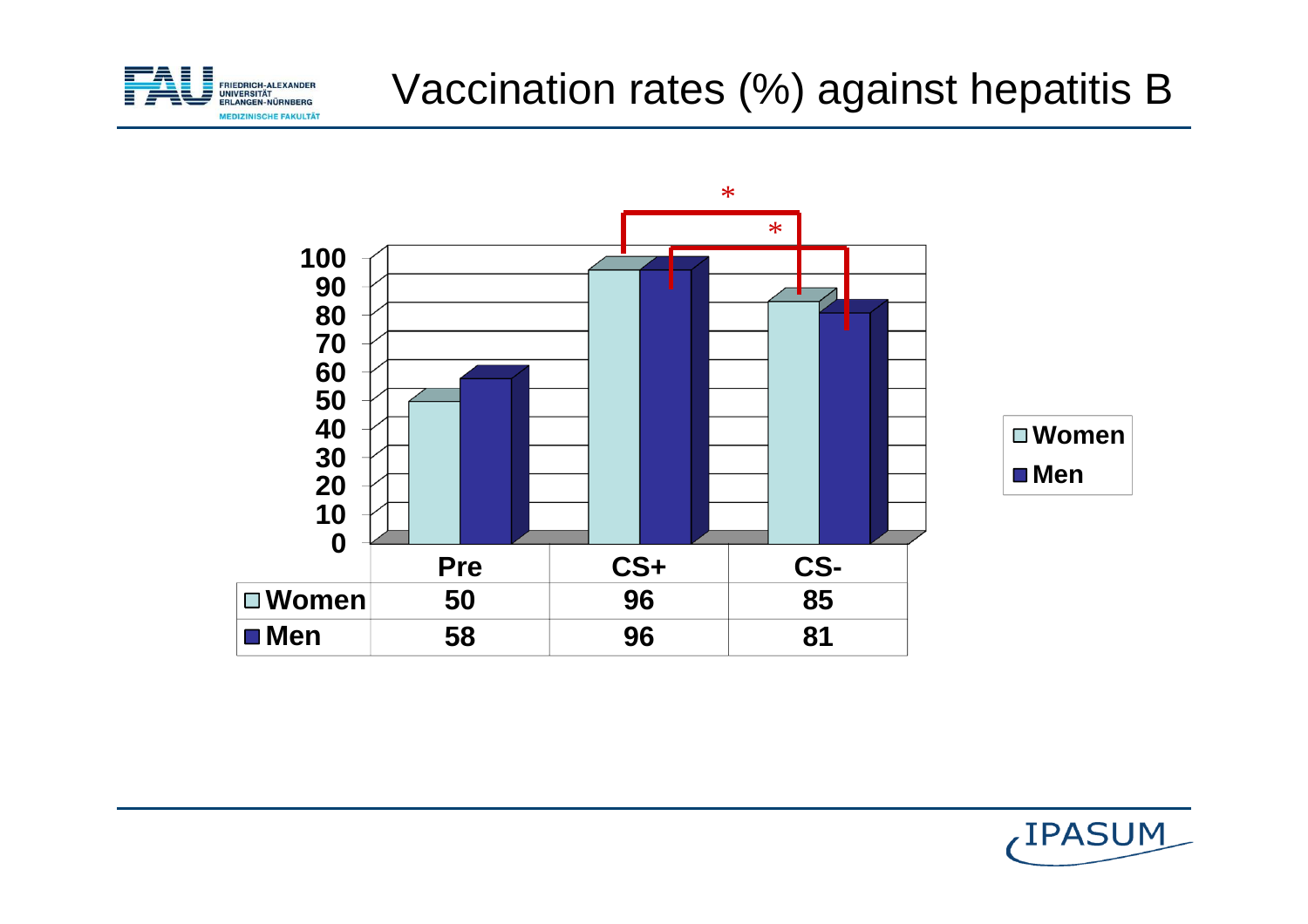# Vaccination rates (%) against hepatitis B

|  | Pre | CS+ | CS- |
|---|---|---|---|
| Women | 50 | 96 | 85 |
| Men | 58 | 96 | 81 |

\* Women CS+ vs. CS-; \* Men CS+ vs. CS-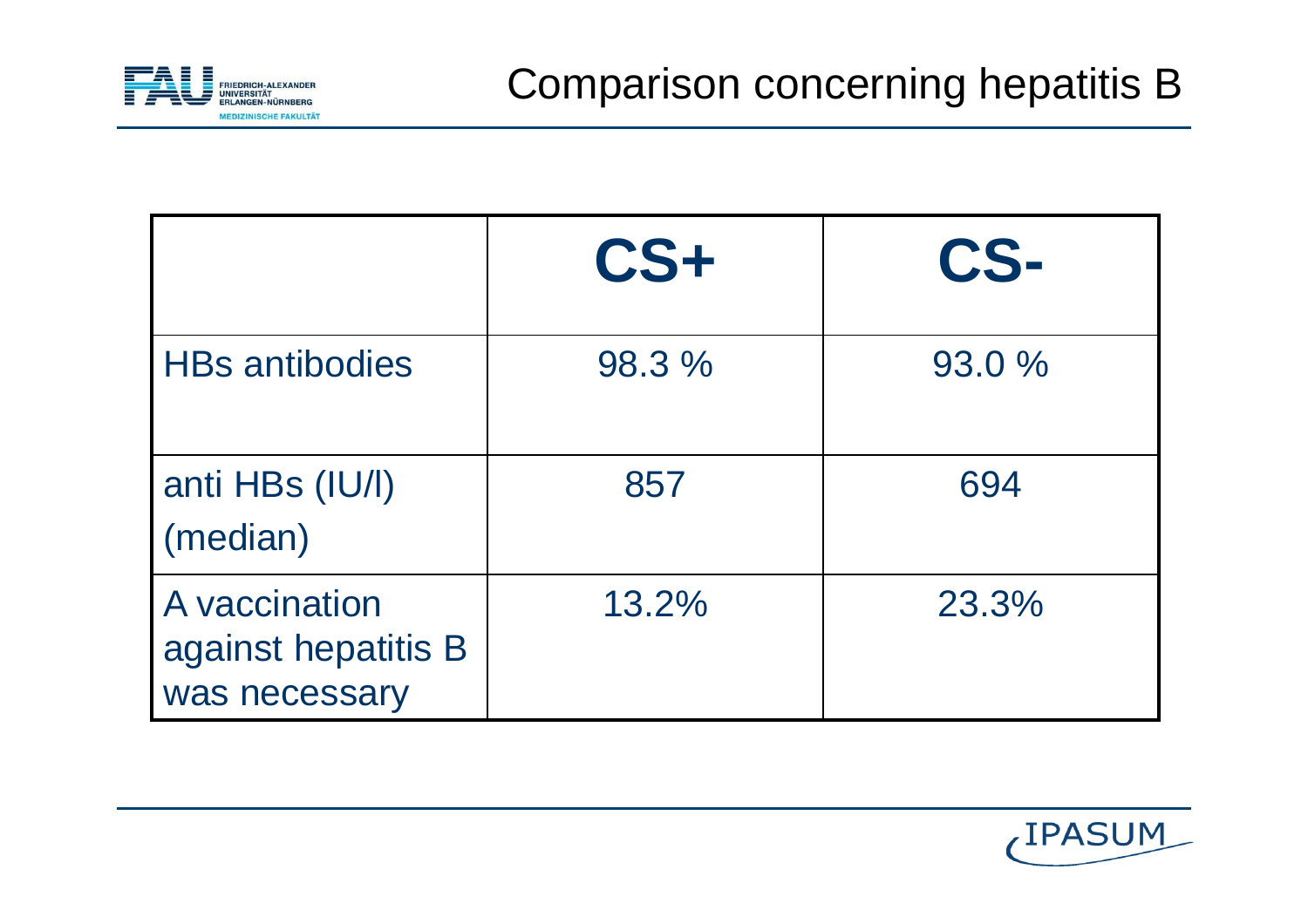# Comparison concerning hepatitis B

| | CS+ | CS- |
|---|---|---|
| HBs antibodies | 98.3 % | 93.0 % |
| anti HBs (IU/l) (median) | 857 | 694 |
| A vaccination against hepatitis B was necessary | 13.2% | 23.3% |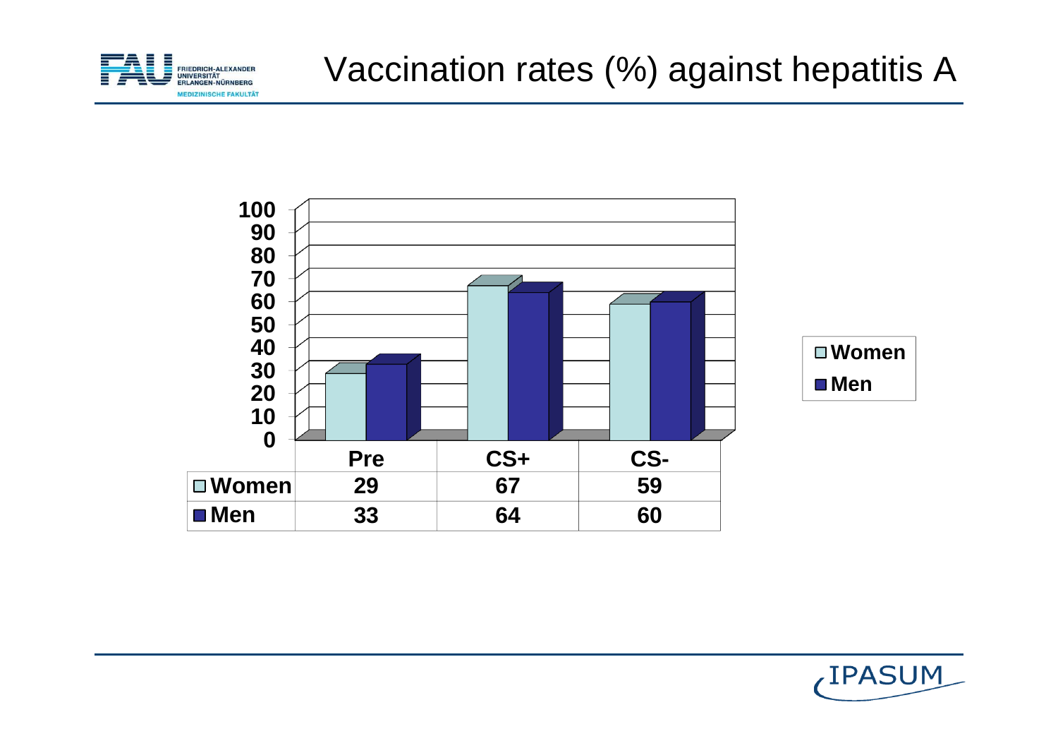# Vaccination rates (%) against hepatitis A

| | Pre | CS+ | CS- |
|---|---|---|---|
| Women | 29 | 67 | 59 |
| Men | 33 | 64 | 60 |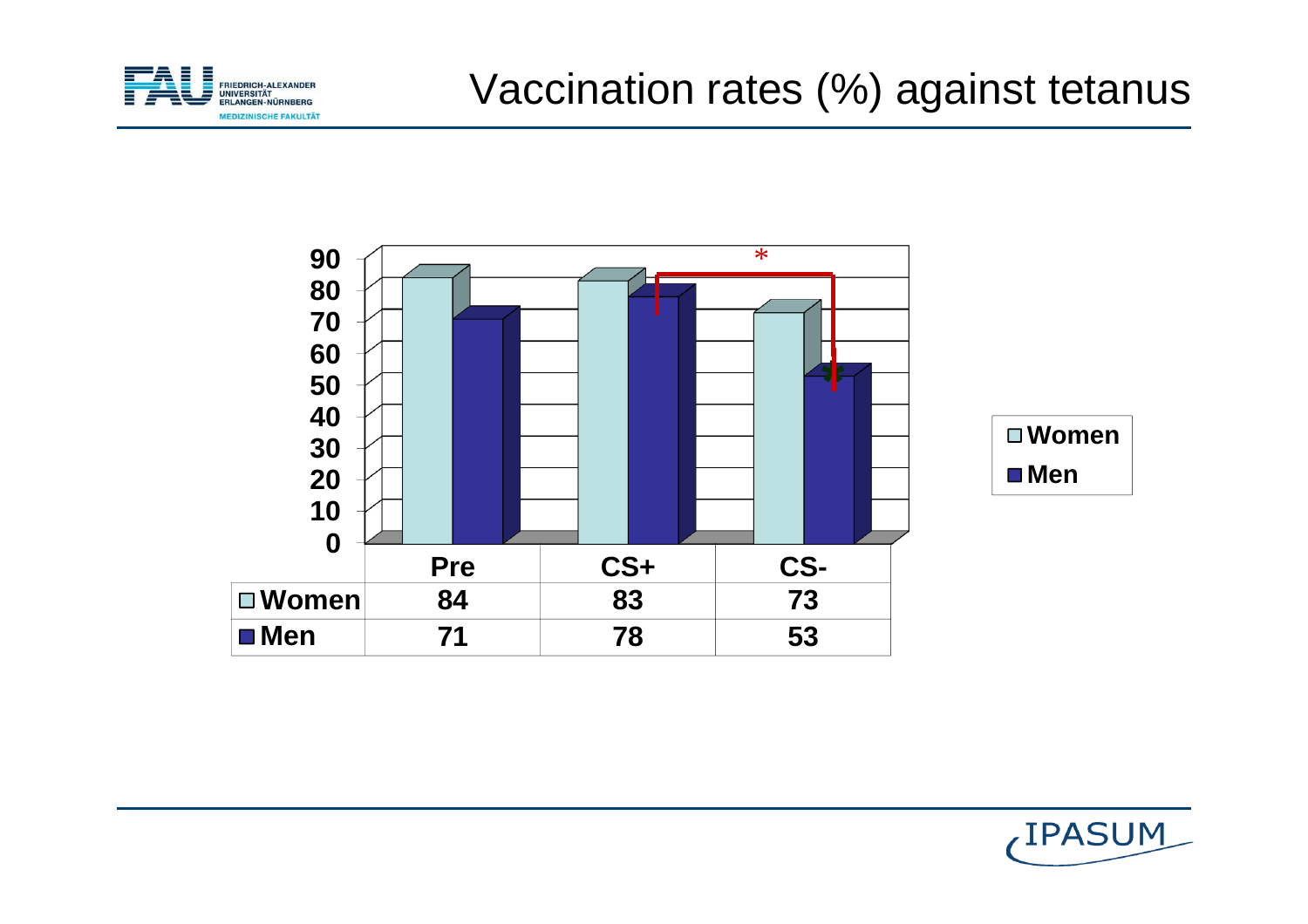# Vaccination rates (%) against tetanus

|  | Pre | CS+ | CS- |
|---|---|---|---|
| Women | 84 | 83 | 73 |
| Men | 71 | 78 | 53 |

\* (significant difference between Men CS+ and Men CS-)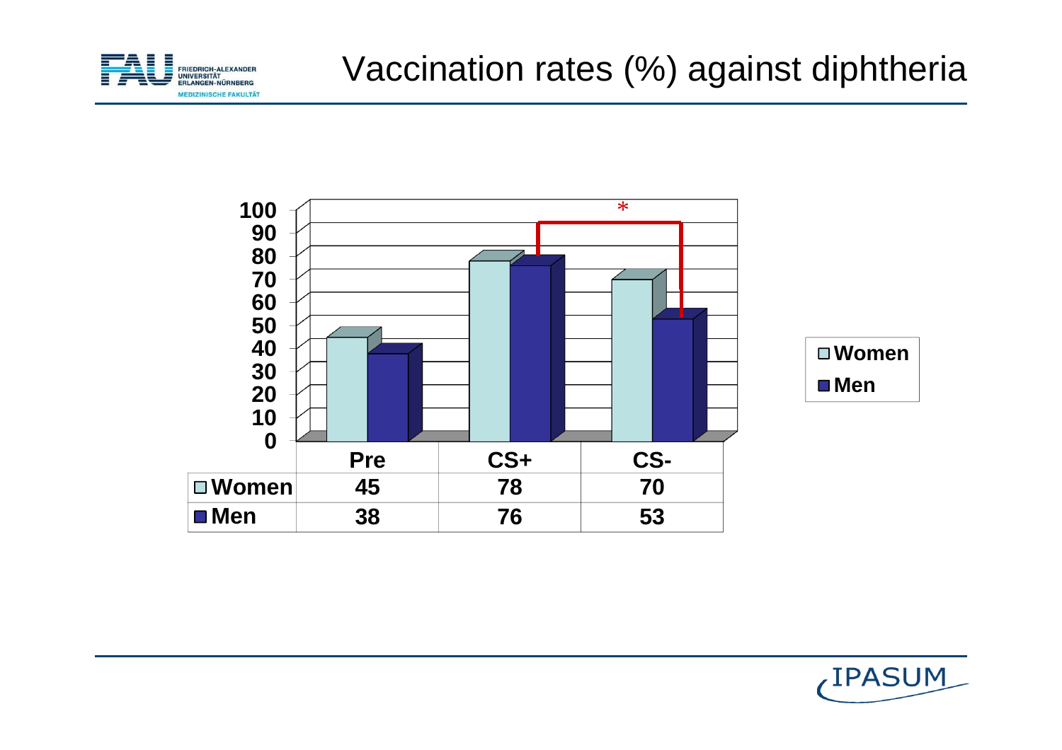# Vaccination rates (%) against diphtheria

| | Pre | CS+ | CS- |
|---|---|---|---|
| Women | 45 | 78 | 70 |
| Men | 38 | 76 | 53 |

*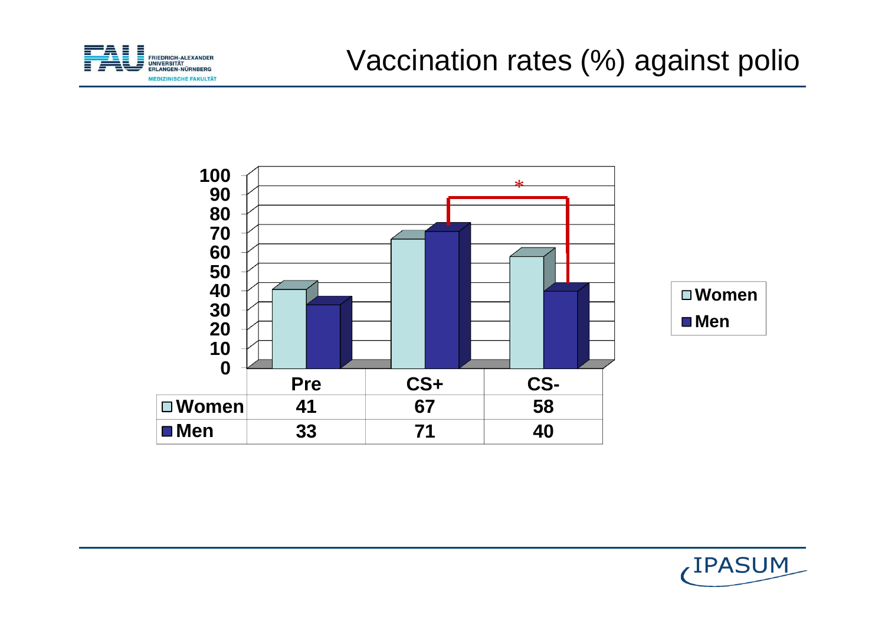# Vaccination rates (%) against polio

|  | Pre | CS+ | CS- |
|---|---|---|---|
| Women | 41 | 67 | 58 |
| Men | 33 | 71 | 40 |

*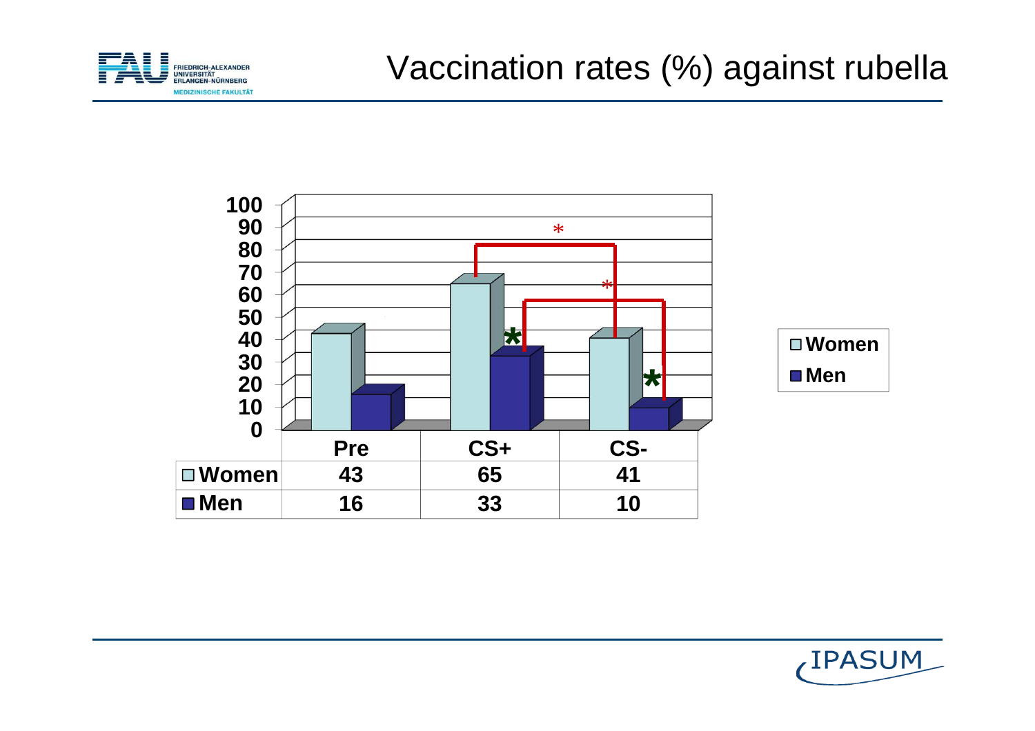# Vaccination rates (%) against rubella

| | Pre | CS+ | CS- |
|---|---|---|---|
| Women | 43 | 65 | 41 |
| Men | 16 | 33 | 10 |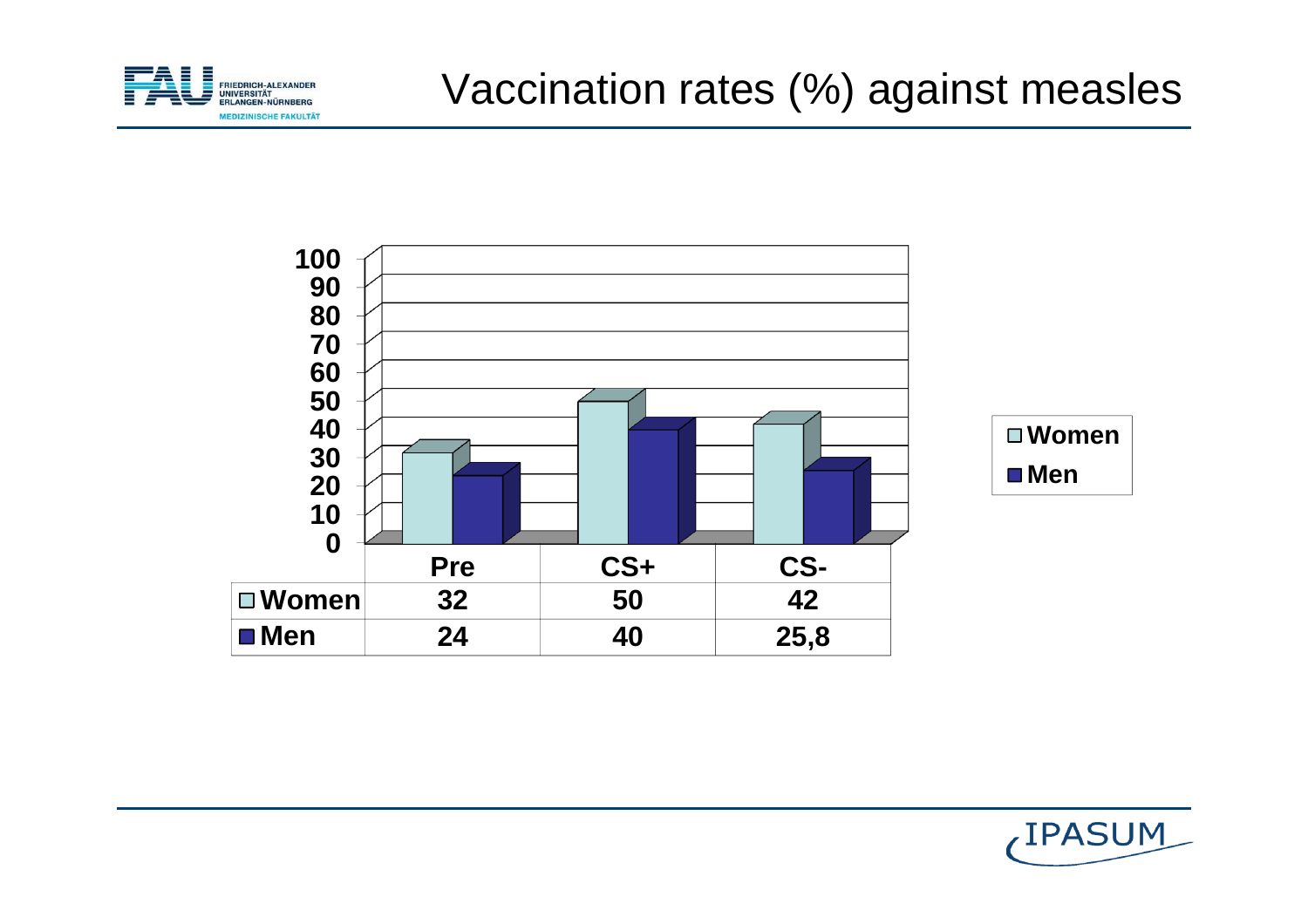# Vaccination rates (%) against measles

|  | Pre | CS+ | CS- |
|---|---|---|---|
| Women | 32 | 50 | 42 |
| Men | 24 | 40 | 25,8 |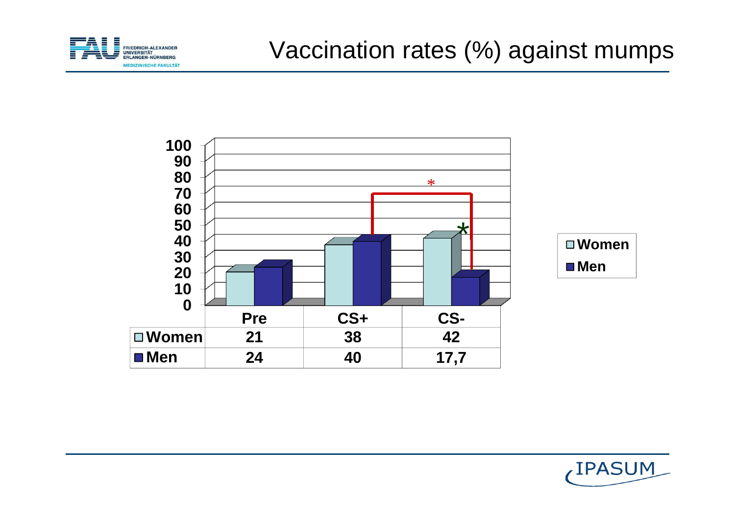# Vaccination rates (%) against mumps

|  | Pre | CS+ | CS- |
|---|---|---|---|
| Women | 21 | 38 | 42 |
| Men | 24 | 40 | 17,7 |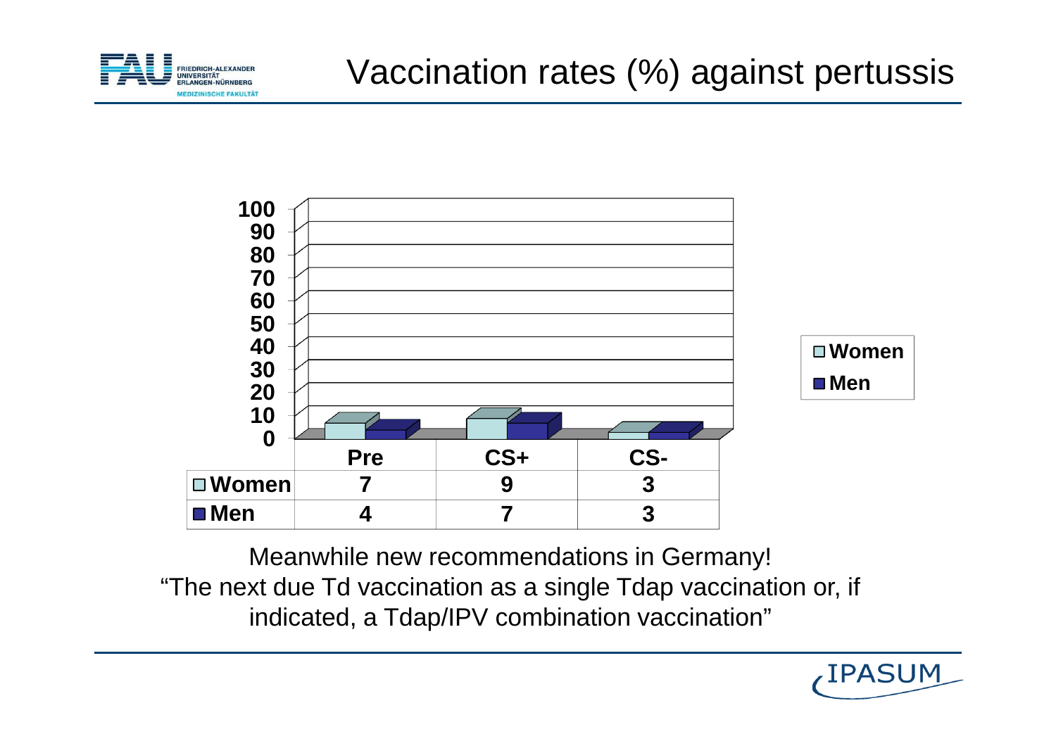# Vaccination rates (%) against pertussis

| | Pre | CS+ | CS- |
|---|---|---|---|
| Women | 7 | 9 | 3 |
| Men | 4 | 7 | 3 |

Meanwhile new recommendations in Germany!
"The next due Td vaccination as a single Tdap vaccination or, if indicated, a Tdap/IPV combination vaccination"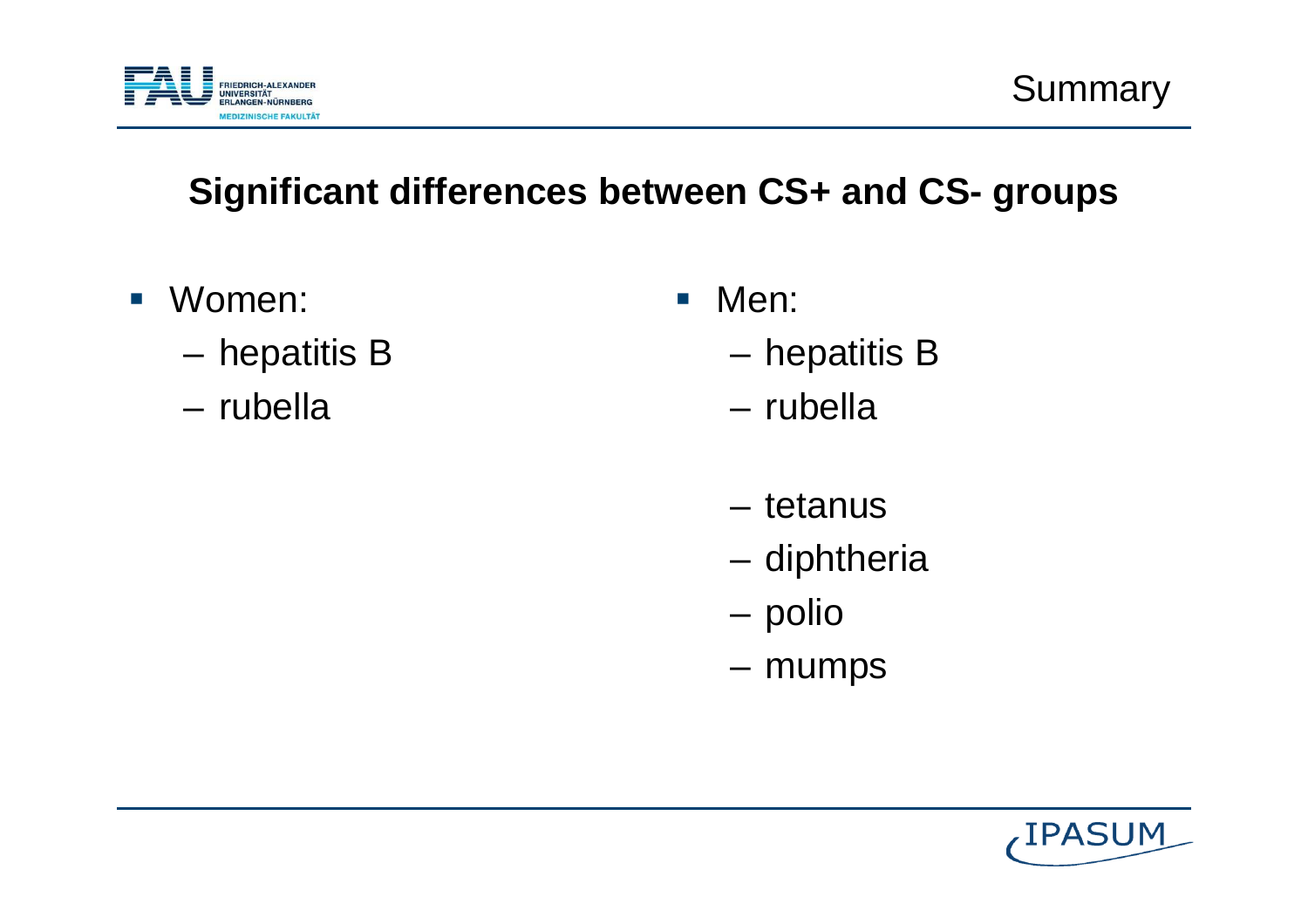## Summary

### Significant differences between CS+ and CS- groups

- Women:
  - hepatitis B
  - rubella
- Men:
  - hepatitis B
  - rubella
  - tetanus
  - diphtheria
  - polio
  - mumps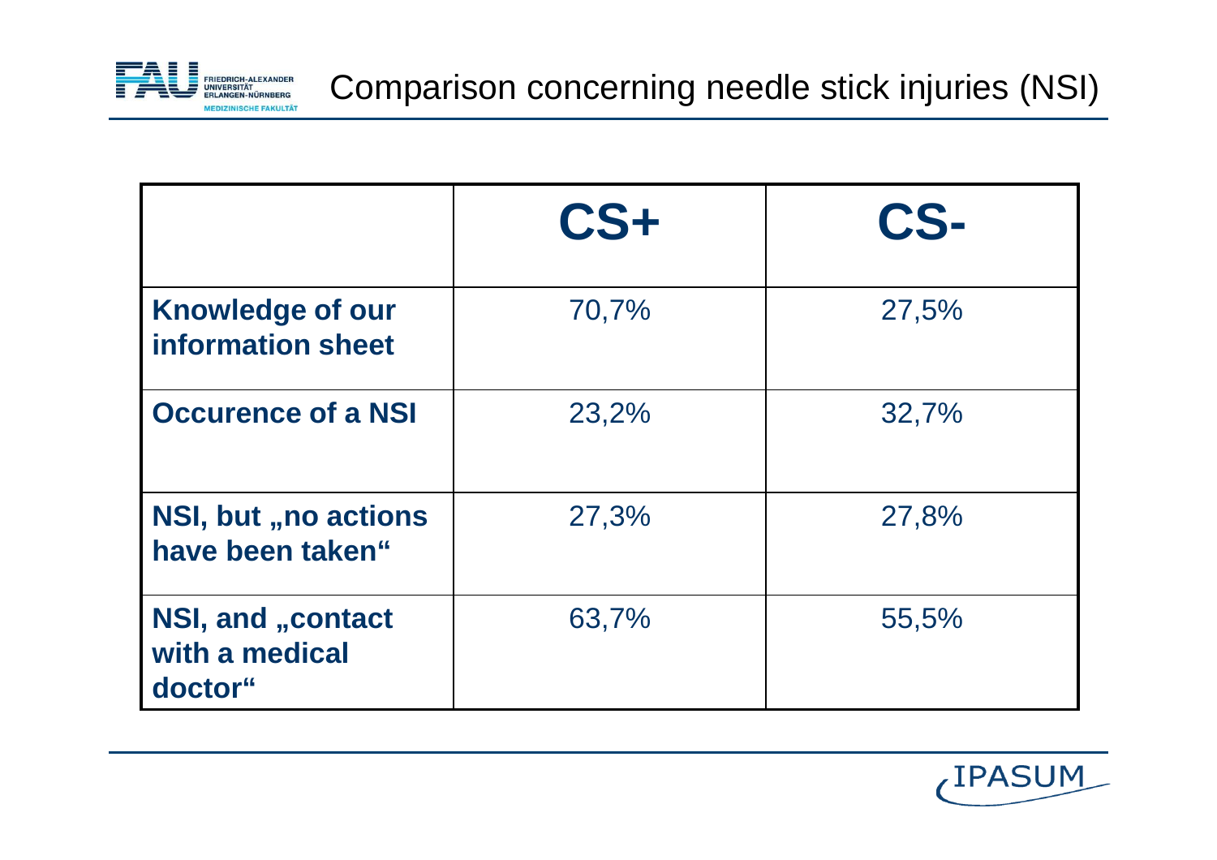# Comparison concerning needle stick injuries (NSI)

| | CS+ | CS- |
|---|---|---|
| **Knowledge of our information sheet** | 70,7% | 27,5% |
| **Occurence of a NSI** | 23,2% | 32,7% |
| **NSI, but „no actions have been taken“** | 27,3% | 27,8% |
| **NSI, and „contact with a medical doctor“** | 63,7% | 55,5% |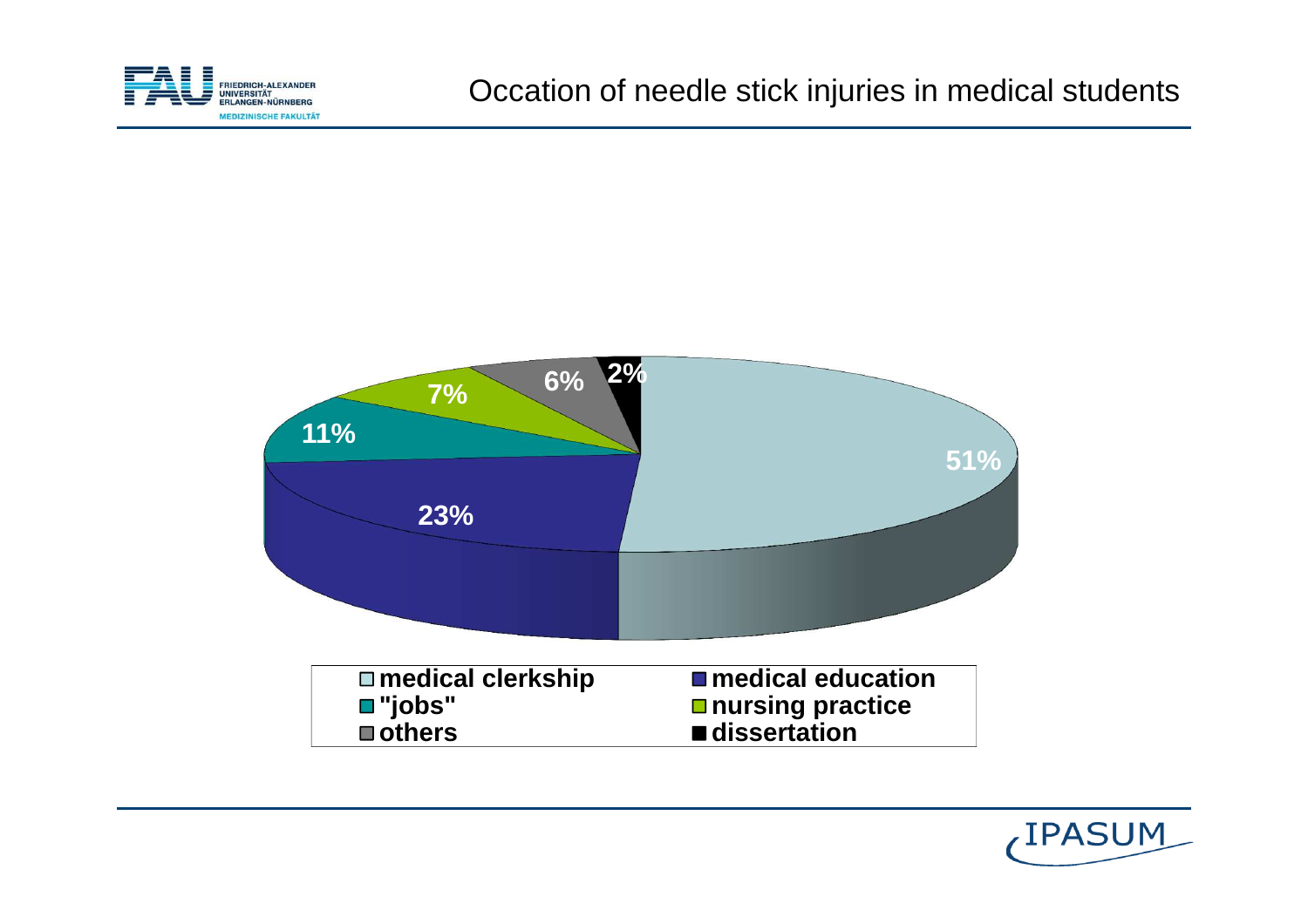# Occation of needle stick injuries in medical students

| Occasion | Percentage |
|---|---|
| medical clerkship | 51% |
| medical education | 23% |
| "jobs" | 11% |
| nursing practice | 7% |
| others | 6% |
| dissertation | 2% |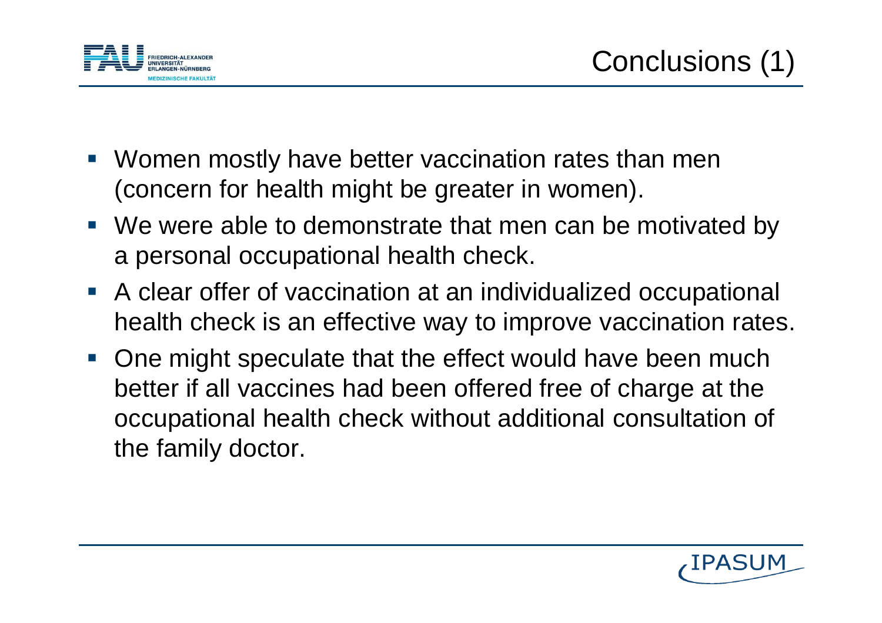# Conclusions (1)

- Women mostly have better vaccination rates than men (concern for health might be greater in women).
- We were able to demonstrate that men can be motivated by a personal occupational health check.
- A clear offer of vaccination at an individualized occupational health check is an effective way to improve vaccination rates.
- One might speculate that the effect would have been much better if all vaccines had been offered free of charge at the occupational health check without additional consultation of the family doctor.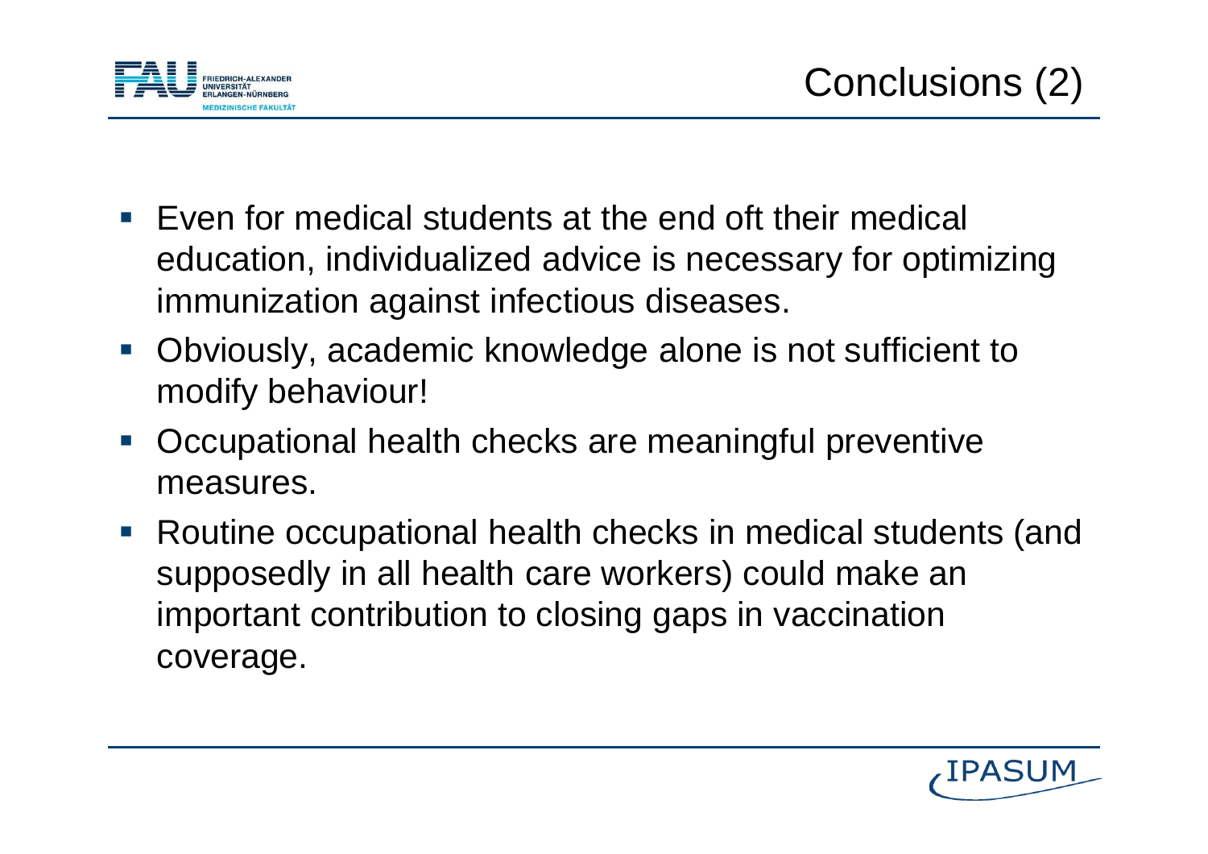# Conclusions (2)

- Even for medical students at the end oft their medical education, individualized advice is necessary for optimizing immunization against infectious diseases.
- Obviously, academic knowledge alone is not sufficient to modify behaviour!
- Occupational health checks are meaningful preventive measures.
- Routine occupational health checks in medical students (and supposedly in all health care workers) could make an important contribution to closing gaps in vaccination coverage.